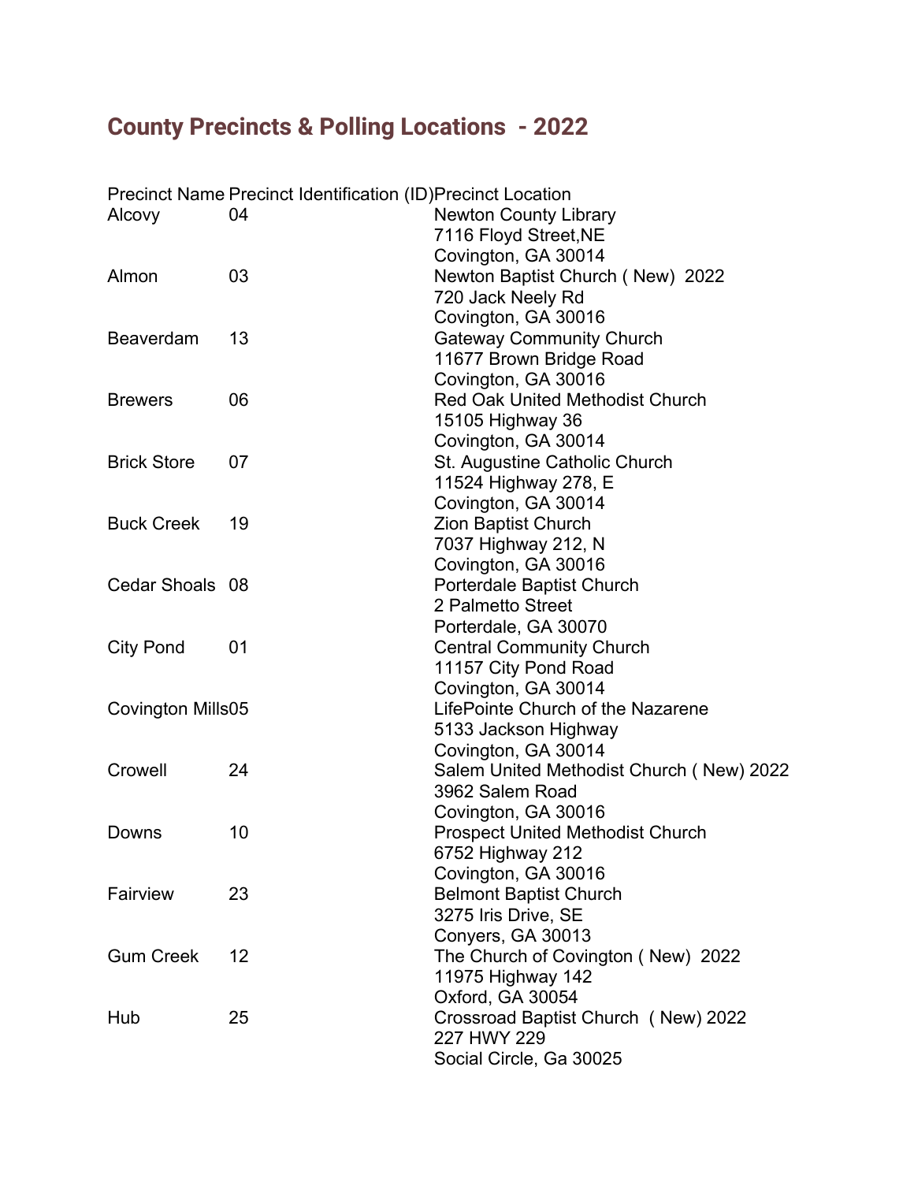## County Precincts & Polling Locations - 2022

| Precinct Name | Precinct Identification (ID) | Precinct Location |
| --- | --- | --- |
| Alcovy | 04 | Newton County Library<br>7116 Floyd Street,NE<br>Covington, GA 30014 |
| Almon | 03 | Newton Baptist Church ( New) 2022<br>720 Jack Neely Rd<br>Covington, GA 30016 |
| Beaverdam | 13 | Gateway Community Church<br>11677 Brown Bridge Road<br>Covington, GA 30016 |
| Brewers | 06 | Red Oak United Methodist Church<br>15105 Highway 36<br>Covington, GA 30014 |
| Brick Store | 07 | St. Augustine Catholic Church<br>11524 Highway 278, E<br>Covington, GA 30014 |
| Buck Creek | 19 | Zion Baptist Church<br>7037 Highway 212, N<br>Covington, GA 30016 |
| Cedar Shoals | 08 | Porterdale Baptist Church<br>2 Palmetto Street<br>Porterdale, GA 30070 |
| City Pond | 01 | Central Community Church<br>11157 City Pond Road<br>Covington, GA 30014 |
| Covington Mills | 05 | LifePointe Church of the Nazarene<br>5133 Jackson Highway<br>Covington, GA 30014 |
| Crowell | 24 | Salem United Methodist Church ( New) 2022<br>3962 Salem Road<br>Covington, GA 30016 |
| Downs | 10 | Prospect United Methodist Church<br>6752 Highway 212<br>Covington, GA 30016 |
| Fairview | 23 | Belmont Baptist Church<br>3275 Iris Drive, SE<br>Conyers, GA 30013 |
| Gum Creek | 12 | The Church of Covington ( New) 2022<br>11975 Highway 142<br>Oxford, GA 30054 |
| Hub | 25 | Crossroad Baptist Church ( New) 2022<br>227 HWY 229<br>Social Circle, Ga 30025 |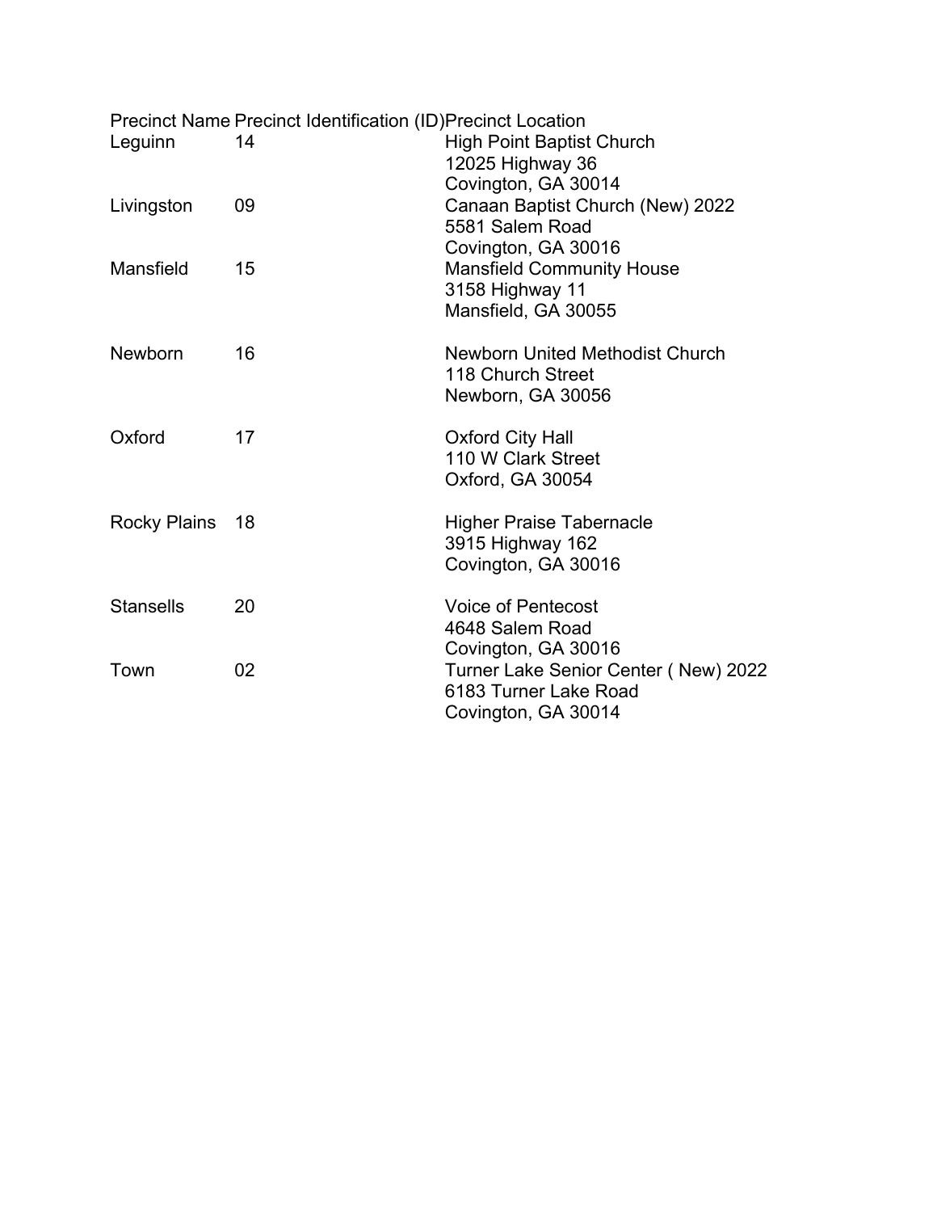| Precinct Name | Precinct Identification (ID) | Precinct Location |
|---|---|---|
| Leguinn | 14 | High Point Baptist Church<br>12025 Highway 36<br>Covington, GA 30014 |
| Livingston | 09 | Canaan Baptist Church (New) 2022<br>5581 Salem Road<br>Covington, GA 30016 |
| Mansfield | 15 | Mansfield Community House<br>3158 Highway 11<br>Mansfield, GA 30055 |
| Newborn | 16 | Newborn United Methodist Church<br>118 Church Street<br>Newborn, GA 30056 |
| Oxford | 17 | Oxford City Hall<br>110 W Clark Street<br>Oxford, GA 30054 |
| Rocky Plains | 18 | Higher Praise Tabernacle<br>3915 Highway 162<br>Covington, GA 30016 |
| Stansells | 20 | Voice of Pentecost<br>4648 Salem Road<br>Covington, GA 30016 |
| Town | 02 | Turner Lake Senior Center ( New) 2022<br>6183 Turner Lake Road<br>Covington, GA 30014 |